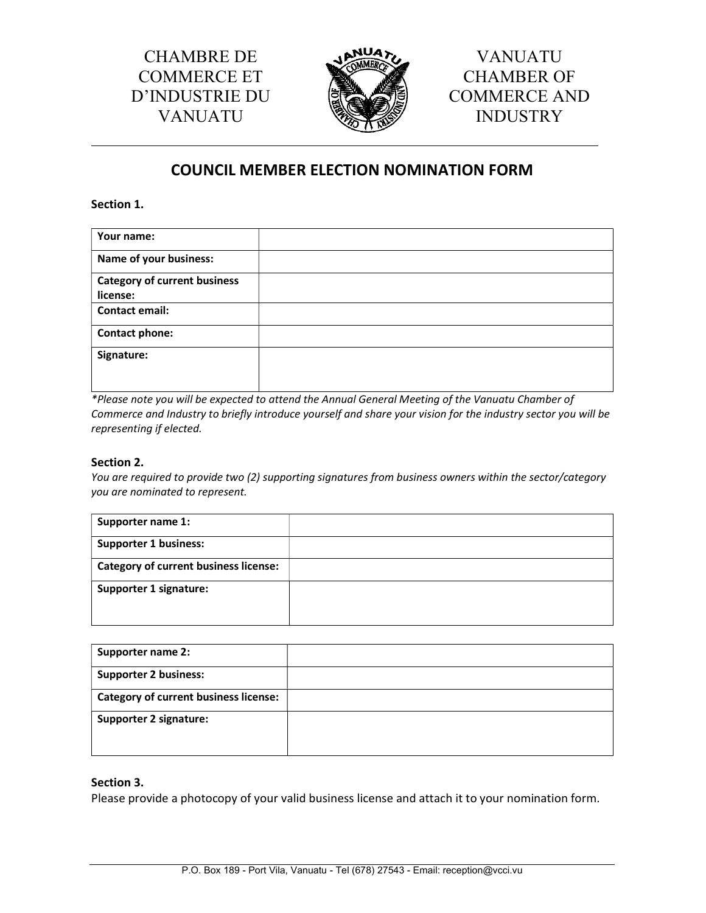CHAMBRE DE COMMERCE ET D'INDUSTRIE DU VANUATU

VANUATU CHAMBER OF COMMERCE AND INDUSTRY

# COUNCIL MEMBER ELECTION NOMINATION FORM

**Section 1.**

| | |
|---|---|
| **Your name:** | |
| **Name of your business:** | |
| **Category of current business license:** | |
| **Contact email:** | |
| **Contact phone:** | |
| **Signature:** | |

*\*Please note you will be expected to attend the Annual General Meeting of the Vanuatu Chamber of Commerce and Industry to briefly introduce yourself and share your vision for the industry sector you will be representing if elected.*

**Section 2.**

*You are required to provide two (2) supporting signatures from business owners within the sector/category you are nominated to represent.*

| | |
|---|---|
| **Supporter name 1:** | |
| **Supporter 1 business:** | |
| **Category of current business license:** | |
| **Supporter 1 signature:** | |

| | |
|---|---|
| **Supporter name 2:** | |
| **Supporter 2 business:** | |
| **Category of current business license:** | |
| **Supporter 2 signature:** | |

**Section 3.**

Please provide a photocopy of your valid business license and attach it to your nomination form.

P.O. Box 189 - Port Vila, Vanuatu - Tel (678) 27543 - Email: reception@vcci.vu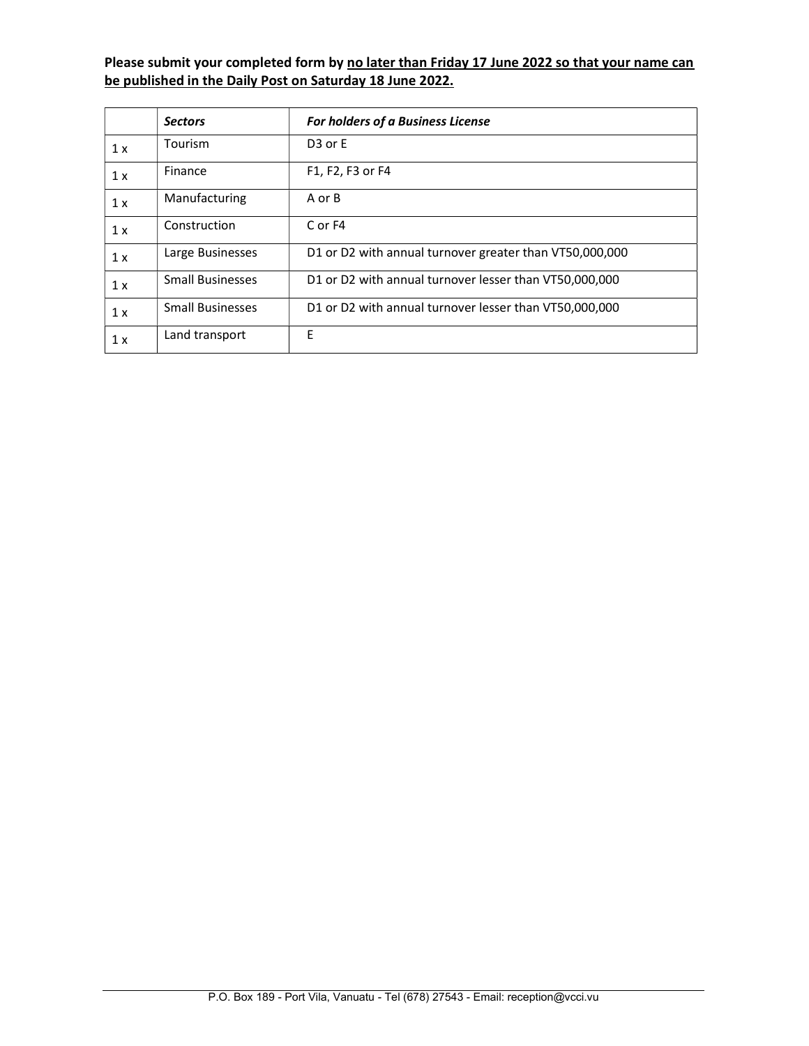**Please submit your completed form by <u>no later than Friday 17 June 2022 so that your name can be published in the Daily Post on Saturday 18 June 2022.</u>**

| | *Sectors* | *For holders of a Business License* |
|---|---|---|
| 1 x | Tourism | D3 or E |
| 1 x | Finance | F1, F2, F3 or F4 |
| 1 x | Manufacturing | A or B |
| 1 x | Construction | C or F4 |
| 1 x | Large Businesses | D1 or D2 with annual turnover greater than VT50,000,000 |
| 1 x | Small Businesses | D1 or D2 with annual turnover lesser than VT50,000,000 |
| 1 x | Small Businesses | D1 or D2 with annual turnover lesser than VT50,000,000 |
| 1 x | Land transport | E |

P.O. Box 189 - Port Vila, Vanuatu - Tel (678) 27543 - Email: reception@vcci.vu